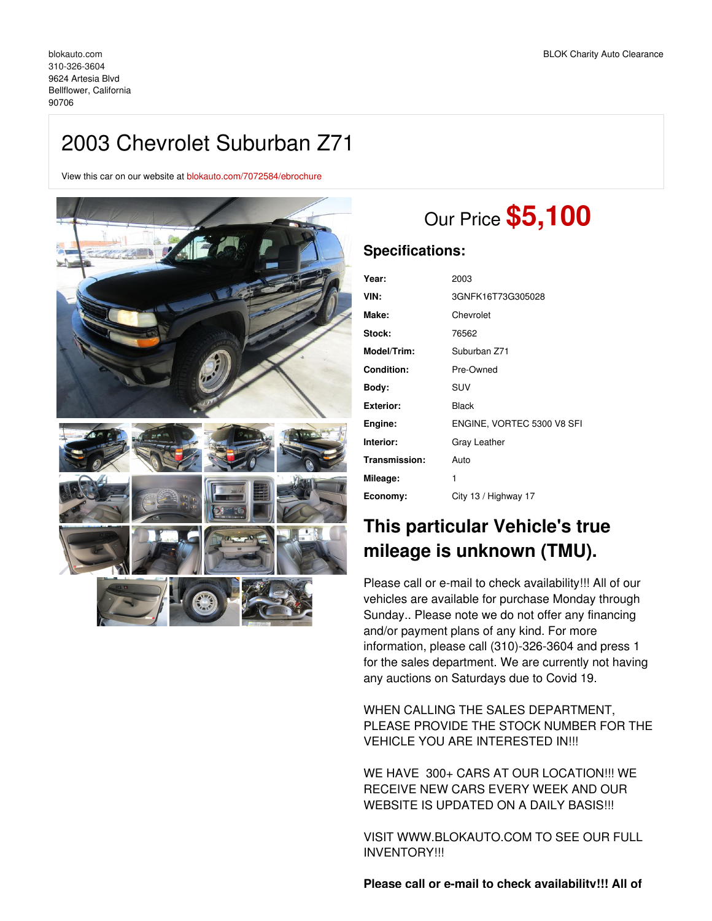blokauto.com
310-326-3604
9624 Artesia Blvd
Bellflower, California
90706

BLOK Charity Auto Clearance

# 2003 Chevrolet Suburban Z71

View this car on our website at blokauto.com/7072584/ebrochure

## Our Price **$5,100**

## Specifications:

| | |
|---|---|
| **Year:** | 2003 |
| **VIN:** | 3GNFK16T73G305028 |
| **Make:** | Chevrolet |
| **Stock:** | 76562 |
| **Model/Trim:** | Suburban Z71 |
| **Condition:** | Pre-Owned |
| **Body:** | SUV |
| **Exterior:** | Black |
| **Engine:** | ENGINE, VORTEC 5300 V8 SFI |
| **Interior:** | Gray Leather |
| **Transmission:** | Auto |
| **Mileage:** | 1 |
| **Economy:** | City 13 / Highway 17 |

## This particular Vehicle's true mileage is unknown (TMU).

Please call or e-mail to check availability!!! All of our vehicles are available for purchase Monday through Sunday.. Please note we do not offer any financing and/or payment plans of any kind. For more information, please call (310)-326-3604 and press 1 for the sales department. We are currently not having any auctions on Saturdays due to Covid 19.

WHEN CALLING THE SALES DEPARTMENT, PLEASE PROVIDE THE STOCK NUMBER FOR THE VEHICLE YOU ARE INTERESTED IN!!!

WE HAVE 300+ CARS AT OUR LOCATION!!! WE RECEIVE NEW CARS EVERY WEEK AND OUR WEBSITE IS UPDATED ON A DAILY BASIS!!!

VISIT WWW.BLOKAUTO.COM TO SEE OUR FULL INVENTORY!!!

**Please call or e-mail to check availability!!! All of**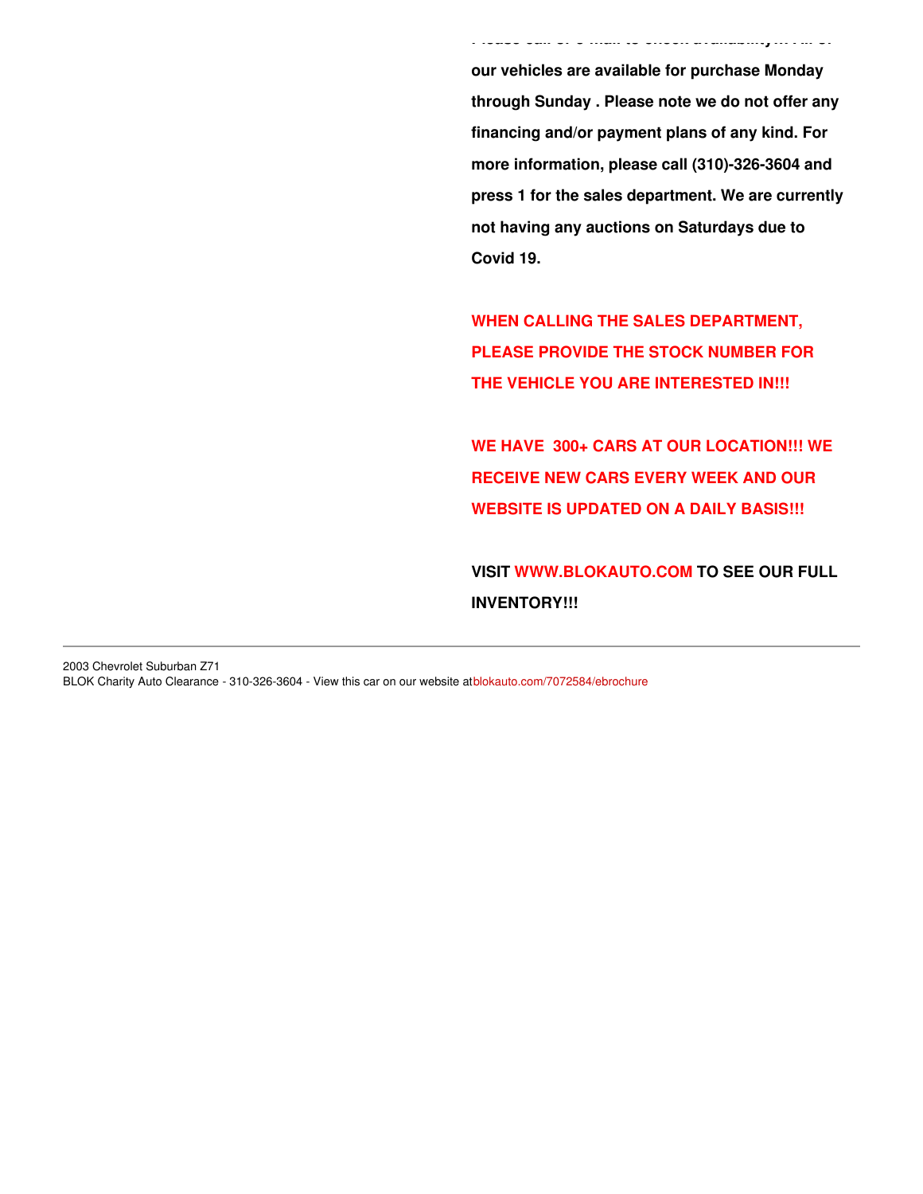**Please call or e-mail to check availability!! All of our vehicles are available for purchase Monday through Sunday . Please note we do not offer any financing and/or payment plans of any kind. For more information, please call (310)-326-3604 and press 1 for the sales department. We are currently not having any auctions on Saturdays due to Covid 19.**

**WHEN CALLING THE SALES DEPARTMENT, PLEASE PROVIDE THE STOCK NUMBER FOR THE VEHICLE YOU ARE INTERESTED IN!!!**

**WE HAVE 300+ CARS AT OUR LOCATION!!! WE RECEIVE NEW CARS EVERY WEEK AND OUR WEBSITE IS UPDATED ON A DAILY BASIS!!!**

**VISIT WWW.BLOKAUTO.COM TO SEE OUR FULL INVENTORY!!!**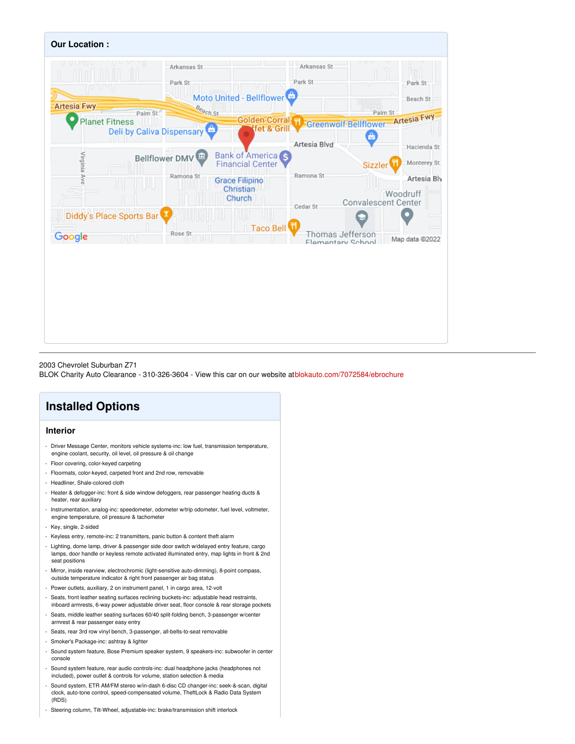## Our Location :

2003 Chevrolet Suburban Z71
BLOK Charity Auto Clearance - 310-326-3604 - View this car on our website at blokauto.com/7072584/ebrochure

## Installed Options

### Interior

- Driver Message Center, monitors vehicle systems-inc: low fuel, transmission temperature, engine coolant, security, oil level, oil pressure & oil change
- Floor covering, color-keyed carpeting
- Floormats, color-keyed, carpeted front and 2nd row, removable
- Headliner, Shale-colored cloth
- Heater & defogger-inc: front & side window defoggers, rear passenger heating ducts & heater, rear auxiliary
- Instrumentation, analog-inc: speedometer, odometer w/trip odometer, fuel level, voltmeter, engine temperature, oil pressure & tachometer
- Key, single, 2-sided
- Keyless entry, remote-inc: 2 transmitters, panic button & content theft alarm
- Lighting, dome lamp, driver & passenger side door switch w/delayed entry feature, cargo lamps, door handle or keyless remote activated illuminated entry, map lights in front & 2nd seat positions
- Mirror, inside rearview, electrochromic (light-sensitive auto-dimming), 8-point compass, outside temperature indicator & right front passenger air bag status
- Power outlets, auxiliary, 2 on instrument panel, 1 in cargo area, 12-volt
- Seats, front leather seating surfaces reclining buckets-inc: adjustable head restraints, inboard armrests, 6-way power adjustable driver seat, floor console & rear storage pockets
- Seats, middle leather seating surfaces 60/40 split-folding bench, 3-passenger w/center armrest & rear passenger easy entry
- Seats, rear 3rd row vinyl bench, 3-passenger, all-belts-to-seat removable
- Smoker's Package-inc: ashtray & lighter
- Sound system feature, Bose Premium speaker system, 9 speakers-inc: subwoofer in center console
- Sound system feature, rear audio controls-inc: dual headphone jacks (headphones not included), power outlet & controls for volume, station selection & media
- Sound system, ETR AM/FM stereo w/in-dash 6-disc CD changer-inc: seek-&-scan, digital clock, auto-tone control, speed-compensated volume, TheftLock & Radio Data System (RDS)
- Steering column, Tilt-Wheel, adjustable-inc: brake/transmission shift interlock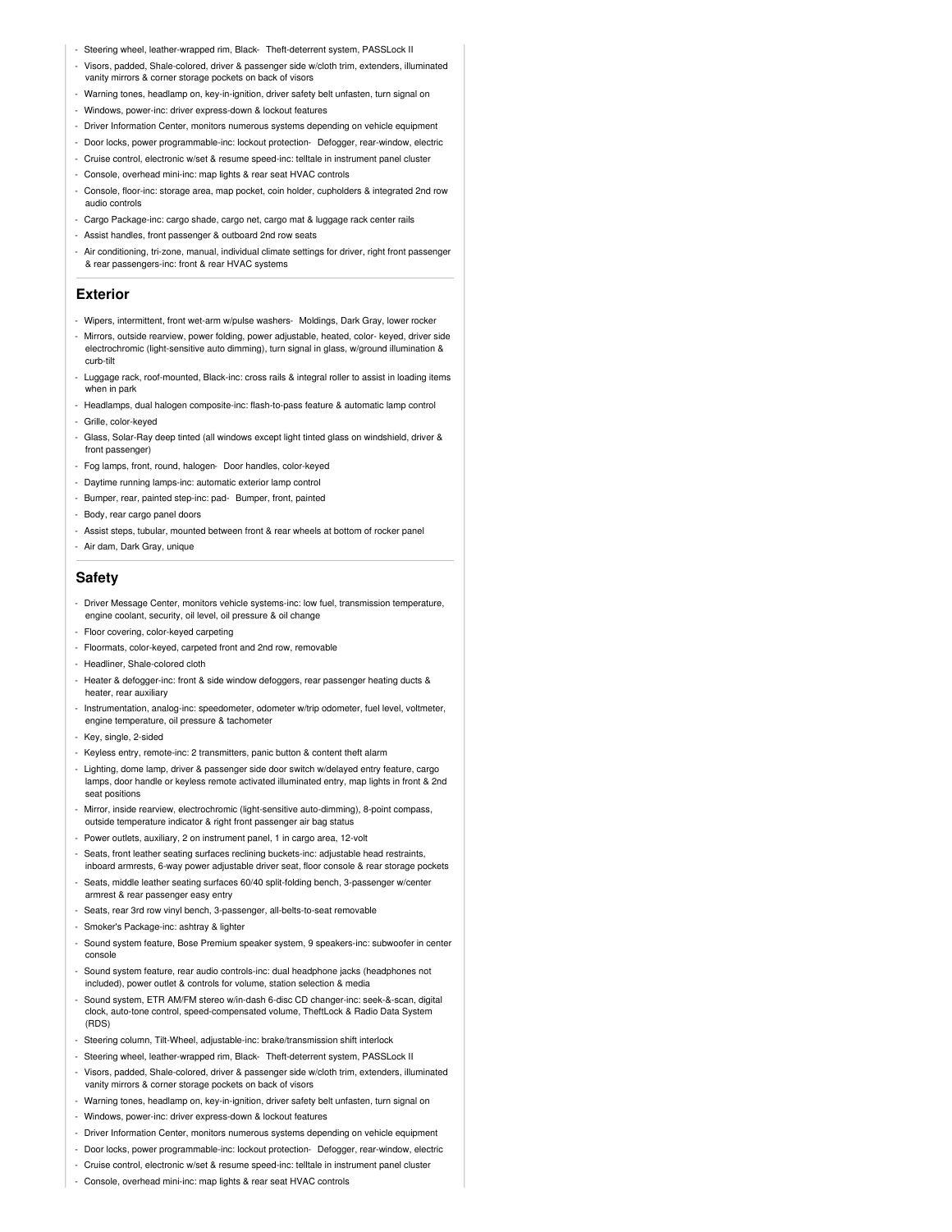- Steering wheel, leather-wrapped rim, Black- Theft-deterrent system, PASSLock II
- Visors, padded, Shale-colored, driver & passenger side w/cloth trim, extenders, illuminated vanity mirrors & corner storage pockets on back of visors
- Warning tones, headlamp on, key-in-ignition, driver safety belt unfasten, turn signal on
- Windows, power-inc: driver express-down & lockout features
- Driver Information Center, monitors numerous systems depending on vehicle equipment
- Door locks, power programmable-inc: lockout protection- Defogger, rear-window, electric
- Cruise control, electronic w/set & resume speed-inc: telltale in instrument panel cluster
- Console, overhead mini-inc: map lights & rear seat HVAC controls
- Console, floor-inc: storage area, map pocket, coin holder, cupholders & integrated 2nd row audio controls
- Cargo Package-inc: cargo shade, cargo net, cargo mat & luggage rack center rails
- Assist handles, front passenger & outboard 2nd row seats
- Air conditioning, tri-zone, manual, individual climate settings for driver, right front passenger & rear passengers-inc: front & rear HVAC systems

## Exterior

- Wipers, intermittent, front wet-arm w/pulse washers- Moldings, Dark Gray, lower rocker
- Mirrors, outside rearview, power folding, power adjustable, heated, color- keyed, driver side electrochromic (light-sensitive auto dimming), turn signal in glass, w/ground illumination & curb-tilt
- Luggage rack, roof-mounted, Black-inc: cross rails & integral roller to assist in loading items when in park
- Headlamps, dual halogen composite-inc: flash-to-pass feature & automatic lamp control
- Grille, color-keyed
- Glass, Solar-Ray deep tinted (all windows except light tinted glass on windshield, driver & front passenger)
- Fog lamps, front, round, halogen- Door handles, color-keyed
- Daytime running lamps-inc: automatic exterior lamp control
- Bumper, rear, painted step-inc: pad- Bumper, front, painted
- Body, rear cargo panel doors
- Assist steps, tubular, mounted between front & rear wheels at bottom of rocker panel
- Air dam, Dark Gray, unique

## Safety

- Driver Message Center, monitors vehicle systems-inc: low fuel, transmission temperature, engine coolant, security, oil level, oil pressure & oil change
- Floor covering, color-keyed carpeting
- Floormats, color-keyed, carpeted front and 2nd row, removable
- Headliner, Shale-colored cloth
- Heater & defogger-inc: front & side window defoggers, rear passenger heating ducts & heater, rear auxiliary
- Instrumentation, analog-inc: speedometer, odometer w/trip odometer, fuel level, voltmeter, engine temperature, oil pressure & tachometer
- Key, single, 2-sided
- Keyless entry, remote-inc: 2 transmitters, panic button & content theft alarm
- Lighting, dome lamp, driver & passenger side door switch w/delayed entry feature, cargo lamps, door handle or keyless remote activated illuminated entry, map lights in front & 2nd seat positions
- Mirror, inside rearview, electrochromic (light-sensitive auto-dimming), 8-point compass, outside temperature indicator & right front passenger air bag status
- Power outlets, auxiliary, 2 on instrument panel, 1 in cargo area, 12-volt
- Seats, front leather seating surfaces reclining buckets-inc: adjustable head restraints, inboard armrests, 6-way power adjustable driver seat, floor console & rear storage pockets
- Seats, middle leather seating surfaces 60/40 split-folding bench, 3-passenger w/center armrest & rear passenger easy entry
- Seats, rear 3rd row vinyl bench, 3-passenger, all-belts-to-seat removable
- Smoker's Package-inc: ashtray & lighter
- Sound system feature, Bose Premium speaker system, 9 speakers-inc: subwoofer in center console
- Sound system feature, rear audio controls-inc: dual headphone jacks (headphones not included), power outlet & controls for volume, station selection & media
- Sound system, ETR AM/FM stereo w/in-dash 6-disc CD changer-inc: seek-&-scan, digital clock, auto-tone control, speed-compensated volume, TheftLock & Radio Data System (RDS)
- Steering column, Tilt-Wheel, adjustable-inc: brake/transmission shift interlock
- Steering wheel, leather-wrapped rim, Black- Theft-deterrent system, PASSLock II
- Visors, padded, Shale-colored, driver & passenger side w/cloth trim, extenders, illuminated vanity mirrors & corner storage pockets on back of visors
- Warning tones, headlamp on, key-in-ignition, driver safety belt unfasten, turn signal on
- Windows, power-inc: driver express-down & lockout features
- Driver Information Center, monitors numerous systems depending on vehicle equipment
- Door locks, power programmable-inc: lockout protection- Defogger, rear-window, electric
- Cruise control, electronic w/set & resume speed-inc: telltale in instrument panel cluster
- Console, overhead mini-inc: map lights & rear seat HVAC controls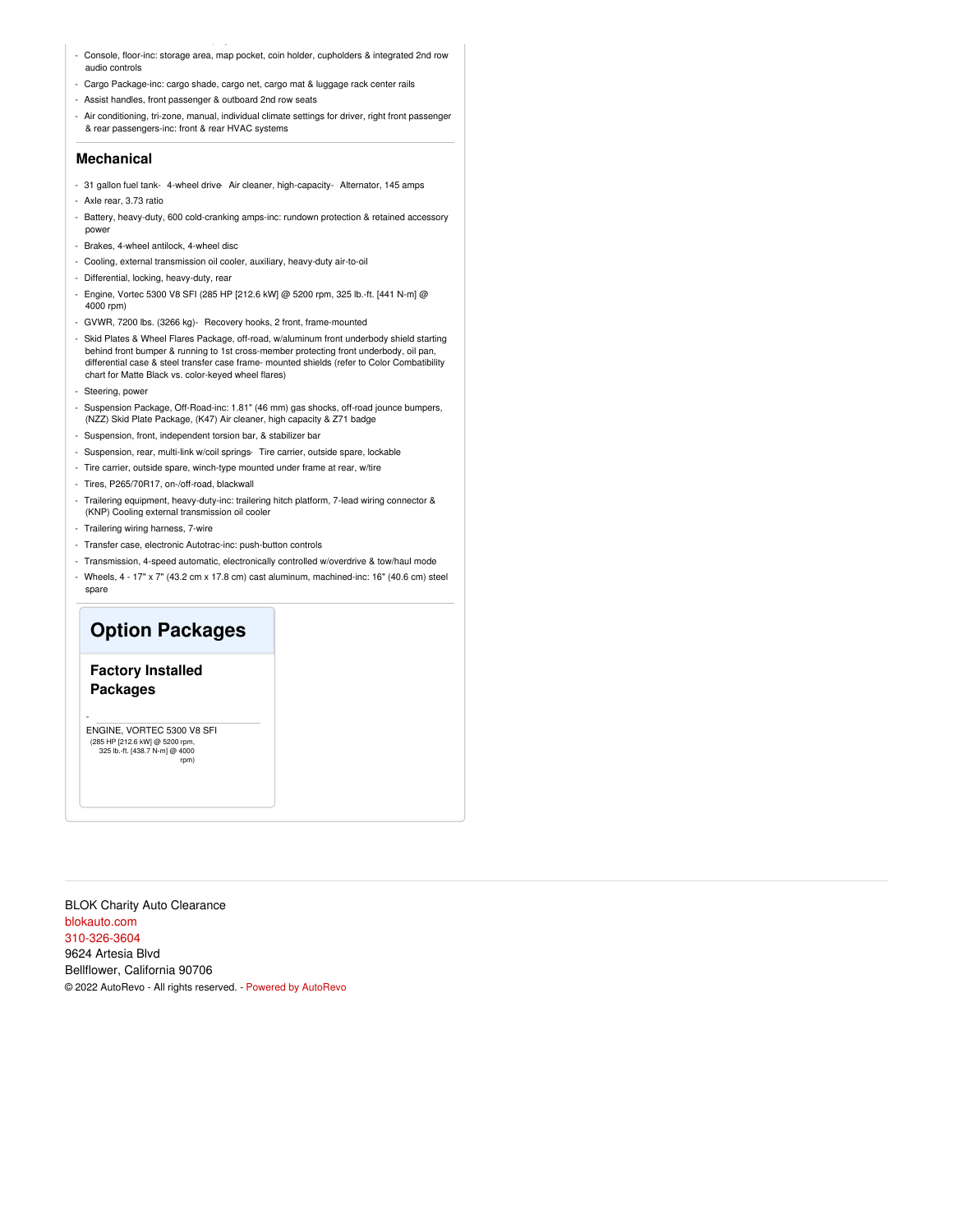- Console, floor-inc: storage area, map pocket, coin holder, cupholders & integrated 2nd row audio controls
- Cargo Package-inc: cargo shade, cargo net, cargo mat & luggage rack center rails
- Assist handles, front passenger & outboard 2nd row seats
- Air conditioning, tri-zone, manual, individual climate settings for driver, right front passenger & rear passengers-inc: front & rear HVAC systems

## Mechanical

- 31 gallon fuel tank- 4-wheel drive- Air cleaner, high-capacity- Alternator, 145 amps
- Axle rear, 3.73 ratio
- Battery, heavy-duty, 600 cold-cranking amps-inc: rundown protection & retained accessory power
- Brakes, 4-wheel antilock, 4-wheel disc
- Cooling, external transmission oil cooler, auxiliary, heavy-duty air-to-oil
- Differential, locking, heavy-duty, rear
- Engine, Vortec 5300 V8 SFI (285 HP [212.6 kW] @ 5200 rpm, 325 lb.-ft. [441 N-m] @ 4000 rpm)
- GVWR, 7200 lbs. (3266 kg)- Recovery hooks, 2 front, frame-mounted
- Skid Plates & Wheel Flares Package, off-road, w/aluminum front underbody shield starting behind front bumper & running to 1st cross-member protecting front underbody, oil pan, differential case & steel transfer case frame- mounted shields (refer to Color Combatibility chart for Matte Black vs. color-keyed wheel flares)
- Steering, power
- Suspension Package, Off-Road-inc: 1.81" (46 mm) gas shocks, off-road jounce bumpers, (NZZ) Skid Plate Package, (K47) Air cleaner, high capacity & Z71 badge
- Suspension, front, independent torsion bar, & stabilizer bar
- Suspension, rear, multi-link w/coil springs- Tire carrier, outside spare, lockable
- Tire carrier, outside spare, winch-type mounted under frame at rear, w/tire
- Tires, P265/70R17, on-/off-road, blackwall
- Trailering equipment, heavy-duty-inc: trailering hitch platform, 7-lead wiring connector & (KNP) Cooling external transmission oil cooler
- Trailering wiring harness, 7-wire
- Transfer case, electronic Autotrac-inc: push-button controls
- Transmission, 4-speed automatic, electronically controlled w/overdrive & tow/haul mode
- Wheels, 4 - 17" x 7" (43.2 cm x 17.8 cm) cast aluminum, machined-inc: 16" (40.6 cm) steel spare

# Option Packages

### Factory Installed Packages

-

ENGINE, VORTEC 5300 V8 SFI
(285 HP [212.6 kW] @ 5200 rpm, 325 lb.-ft. [438.7 N-m] @ 4000 rpm)

BLOK Charity Auto Clearance
blokauto.com
310-326-3604
9624 Artesia Blvd
Bellflower, California 90706
© 2022 AutoRevo - All rights reserved. - Powered by AutoRevo